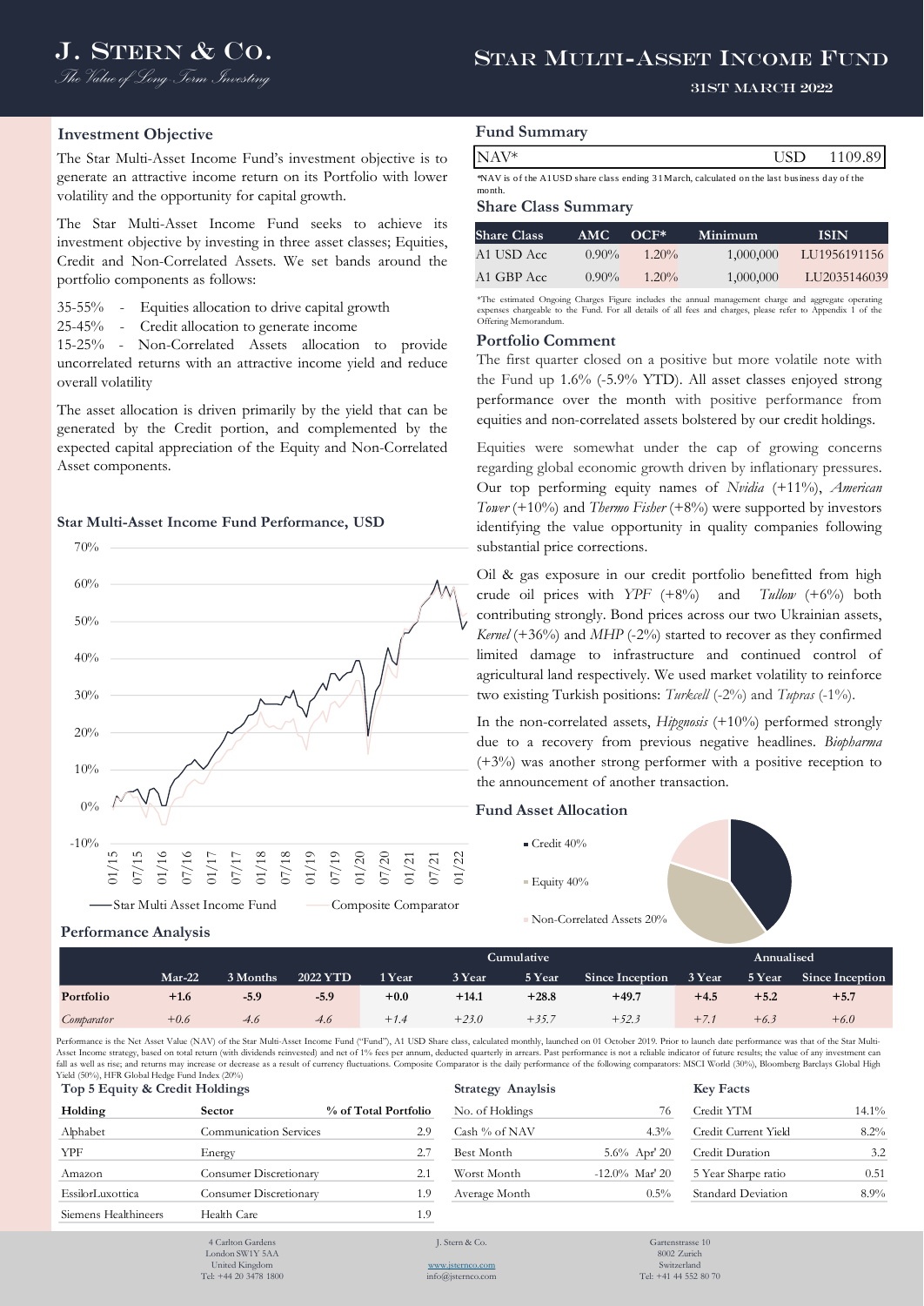# J. Stern & Co.

*The Value of Long Term Investing*

# Star Multi-Asset Income Fund

31ST MARCH 2022

## Investment Objective

The Star Multi-Asset Income Fund's investment objective is to generate an attractive income return on its Portfolio with lower volatility and the opportunity for capital growth.

The Star Multi-Asset Income Fund seeks to achieve its investment objective by investing in three asset classes; Equities, Credit and Non-Correlated Assets. We set bands around the portfolio components as follows:

35-55% - Equities allocation to drive capital growth
25-45% - Credit allocation to generate income
15-25% - Non-Correlated Assets allocation to provide uncorrelated returns with an attractive income yield and reduce overall volatility

The asset allocation is driven primarily by the yield that can be generated by the Credit portion, and complemented by the expected capital appreciation of the Equity and Non-Correlated Asset components.

## Star Multi-Asset Income Fund Performance, USD

Star Multi Asset Income Fund — Composite Comparator

## Fund Summary

| NAV* | USD 1109.89 |
|---|---|

*NAV is of the A1USD share class ending 31 March, calculated on the last business day of the month.

## Share Class Summary

| Share Class | AMC | OCF* | Minimum | ISIN |
|---|---|---|---|---|
| A1 USD Acc | 0.90% | 1.20% | 1,000,000 | LU1956191156 |
| A1 GBP Acc | 0.90% | 1.20% | 1,000,000 | LU2035146039 |

*The estimated Ongoing Charges Figure includes the annual management charge and aggregate operating expenses chargeable to the Fund. For all details of all fees and charges, please refer to Appendix 1 of the Offering Memorandum.

## Portfolio Comment

The first quarter closed on a positive but more volatile note with the Fund up 1.6% (-5.9% YTD). All asset classes enjoyed strong performance over the month with positive performance from equities and non-correlated assets bolstered by our credit holdings.

Equities were somewhat under the cap of growing concerns regarding global economic growth driven by inflationary pressures. Our top performing equity names of *Nvidia* (+11%), *American Tower* (+10%) and *Thermo Fisher* (+8%) were supported by investors identifying the value opportunity in quality companies following substantial price corrections.

Oil & gas exposure in our credit portfolio benefitted from high crude oil prices with *YPF* (+8%) and *Tullow* (+6%) both contributing strongly. Bond prices across our two Ukrainian assets, *Kernel* (+36%) and *MHP* (-2%) started to recover as they confirmed limited damage to infrastructure and continued control of agricultural land respectively. We used market volatility to reinforce two existing Turkish positions: *Turkcell* (-2%) and *Tupras* (-1%).

In the non-correlated assets, *Hipgnosis* (+10%) performed strongly due to a recovery from previous negative headlines. *Biopharma* (+3%) was another strong performer with a positive reception to the announcement of another transaction.

## Fund Asset Allocation

- Credit 40%
- Equity 40%
- Non-Correlated Assets 20%

## Performance Analysis

| | Mar-22 | 3 Months | 2022 YTD | 1 Year | 3 Year | 5 Year | Since Inception | 3 Year | 5 Year | Since Inception |
|---|---|---|---|---|---|---|---|---|---|---|
| | | | | Cumulative | | | | Annualised | | |
| **Portfolio** | **+1.6** | **-5.9** | **-5.9** | **+0.0** | **+14.1** | **+28.8** | **+49.7** | **+4.5** | **+5.2** | **+5.7** |
| *Comparator* | *+0.6* | *-4.6* | *-4.6* | *+1.4* | *+23.0* | *+35.7* | *+52.3* | *+7.1* | *+6.3* | *+6.0* |

Performance is the Net Asset Value (NAV) of the Star Multi-Asset Income Fund ("Fund"), A1 USD Share class, calculated monthly, launched on 01 October 2019. Prior to launch date performance was that of the Star Multi-Asset Income strategy, based on total return (with dividends reinvested) and net of 1% fees per annum, deducted quarterly in arrears. Past performance is not a reliable indicator of future results; the value of any investment can fall as well as rise; and returns may increase or decrease as a result of currency fluctuations. Composite Comparator is the daily performance of the following comparators: MSCI World (30%), Bloomberg Barclays Global High Yield (50%), HFR Global Hedge Fund Index (20%)

## Top 5 Equity & Credit Holdings

| Holding | Sector | % of Total Portfolio |
|---|---|---|
| Alphabet | Communication Services | 2.9 |
| YPF | Energy | 2.7 |
| Amazon | Consumer Discretionary | 2.1 |
| EssilorLuxottica | Consumer Discretionary | 1.9 |
| Siemens Healthineers | Health Care | 1.9 |

## Strategy Anaylsis

| | |
|---|---|
| No. of Holdings | 76 |
| Cash % of NAV | 4.3% |
| Best Month | 5.6% Apr' 20 |
| Worst Month | -12.0% Mar' 20 |
| Average Month | 0.5% |

## Key Facts

| | |
|---|---|
| Credit YTM | 14.1% |
| Credit Current Yield | 8.2% |
| Credit Duration | 3.2 |
| 5 Year Sharpe ratio | 0.51 |
| Standard Deviation | 8.9% |

4 Carlton Gardens
London SW1Y 5AA
United Kingdom
Tel: +44 20 3478 1800

J. Stern & Co.
www.jsternco.com
info@jsternco.com

Gartenstrasse 10
8002 Zurich
Switzerland
Tel: +41 44 552 80 70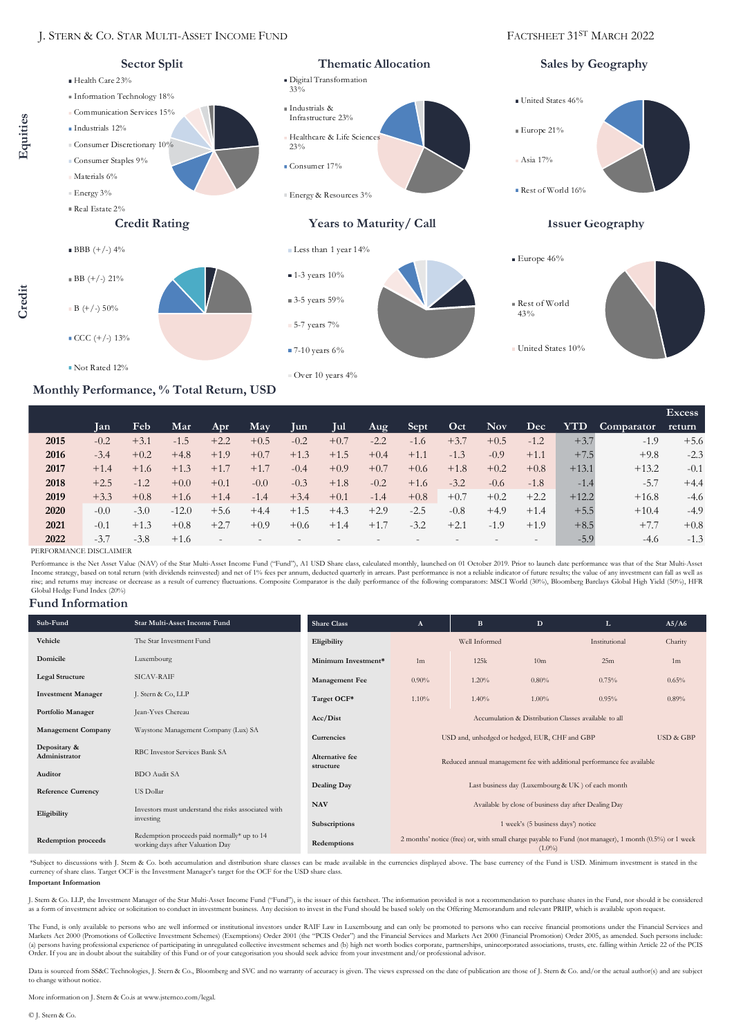J. STERN & CO. STAR MULTI-ASSET INCOME FUND

FACTSHEET 31ST MARCH 2022

## Equities

### Sector Split

Health Care 23%
Information Technology 18%
Communication Services 15%
Industrials 12%
Consumer Discretionary 10%
Consumer Staples 9%
Materials 6%
Energy 3%
Real Estate 2%

### Thematic Allocation

Digital Transformation 33%
Industrials & Infrastructure 23%
Healthcare & Life Sciences 23%
Consumer 17%
Energy & Resources 3%

### Sales by Geography

United States 46%
Europe 21%
Asia 17%
Rest of World 16%

## Credit

### Credit Rating

BBB (+/-) 4%
BB (+/-) 21%
B (+/-) 50%
CCC (+/-) 13%
Not Rated 12%

### Years to Maturity/ Call

Less than 1 year 14%
1-3 years 10%
3-5 years 59%
5-7 years 7%
7-10 years 6%
Over 10 years 4%

### Issuer Geography

Europe 46%
Rest of World 43%
United States 10%

## Monthly Performance, % Total Return, USD

| | Jan | Feb | Mar | Apr | May | Jun | Jul | Aug | Sept | Oct | Nov | Dec | YTD | Comparator | Excess return |
|---|---|---|---|---|---|---|---|---|---|---|---|---|---|---|---|
| **2015** | -0.2 | +3.1 | -1.5 | +2.2 | +0.5 | -0.2 | +0.7 | -2.2 | -1.6 | +3.7 | +0.5 | -1.2 | +3.7 | -1.9 | +5.6 |
| **2016** | -3.4 | +0.2 | +4.8 | +1.9 | +0.7 | +1.3 | +1.5 | +0.4 | +1.1 | -1.3 | -0.9 | +1.1 | +7.5 | +9.8 | -2.3 |
| **2017** | +1.4 | +1.6 | +1.3 | +1.7 | +1.7 | -0.4 | +0.9 | +0.7 | +0.6 | +1.8 | +0.2 | +0.8 | +13.1 | +13.2 | -0.1 |
| **2018** | +2.5 | -1.2 | +0.0 | +0.1 | -0.0 | -0.3 | +1.8 | -0.2 | +1.6 | -3.2 | -0.6 | -1.8 | -1.4 | -5.7 | +4.4 |
| **2019** | +3.3 | +0.8 | +1.6 | +1.4 | -1.4 | +3.4 | +0.1 | -1.4 | +0.8 | +0.7 | +0.2 | +2.2 | +12.2 | +16.8 | -4.6 |
| **2020** | -0.0 | -3.0 | -12.0 | +5.6 | +4.4 | +1.5 | +4.3 | +2.9 | -2.5 | -0.8 | +4.9 | +1.4 | +5.5 | +10.4 | -4.9 |
| **2021** | -0.1 | +1.3 | +0.8 | +2.7 | +0.9 | +0.6 | +1.4 | +1.7 | -3.2 | +2.1 | -1.9 | +1.9 | +8.5 | +7.7 | +0.8 |
| **2022** | -3.7 | -3.8 | +1.6 | - | - | - | - | - | - | - | - | - | -5.9 | -4.6 | -1.3 |

PERFORMANCE DISCLAIMER

Performance is the Net Asset Value (NAV) of the Star Multi-Asset Income Fund ("Fund"), A1 USD Share class, calculated monthly, launched on 01 October 2019. Prior to launch date performance was that of the Star Multi-Asset Income strategy, based on total return (with dividends reinvested) and net of 1% fees per annum, deducted quarterly in arrears. Past performance is not a reliable indicator of future results; the value of any investment can fall as well as rise; and returns may increase or decrease as a result of currency fluctuations. Composite Comparator is the daily performance of the following comparators: MSCI World (30%), Bloomberg Barclays Global High Yield (50%), HFR Global Hedge Fund Index (20%)

## Fund Information

| Sub-Fund | Star Multi-Asset Income Fund |
|---|---|
| **Vehicle** | The Star Investment Fund |
| **Domicile** | Luxembourg |
| **Legal Structure** | SICAV-RAIF |
| **Investment Manager** | J. Stern & Co, LLP |
| **Portfolio Manager** | Jean-Yves Chereau |
| **Management Company** | Waystone Management Company (Lux) SA |
| **Depositary & Administrator** | RBC Investor Services Bank SA |
| **Auditor** | BDO Audit SA |
| **Reference Currency** | US Dollar |
| **Eligibility** | Investors must understand the risks associated with investing |
| **Redemption proceeds** | Redemption proceeds paid normally* up to 14 working days after Valuation Day |

| Share Class | A | B | D | L | A5/A6 |
|---|---|---|---|---|---|
| **Eligibility** | Well Informed | | | Institutional | Charity |
| **Minimum Investment*** | 1m | 125k | 10m | 25m | 1m |
| **Management Fee** | 0.90% | 1.20% | 0.80% | 0.75% | 0.65% |
| **Target OCF*** | 1.10% | 1.40% | 1.00% | 0.95% | 0.89% |
| **Acc/Dist** | Accumulation & Distribution Classes available to all | | | | |
| **Currencies** | USD and, unhedged or hedged, EUR, CHF and GBP | | | | USD & GBP |
| **Alternative fee structure** | Reduced annual management fee with additional performance fee available | | | | |
| **Dealing Day** | Last business day (Luxembourg & UK) of each month | | | | |
| **NAV** | Available by close of business day after Dealing Day | | | | |
| **Subscriptions** | 1 week's (5 business days') notice | | | | |
| **Redemptions** | 2 months' notice (free) or, with small charge payable to Fund (not manager), 1 month (0.5%) or 1 week (1.0%) | | | | |

*Subject to discussions with J. Stern & Co. both accumulation and distribution share classes can be made available in the currencies displayed above. The base currency of the Fund is USD. Minimum investment is stated in the currency of share class. Target OCF is the Investment Manager's target for the OCF for the USD share class.

**Important Information**

J. Stern & Co. LLP, the Investment Manager of the Star Multi-Asset Income Fund ("Fund"), is the issuer of this factsheet. The information provided is not a recommendation to purchase shares in the Fund, nor should it be considered as a form of investment advice or solicitation to conduct in investment business. Any decision to invest in the Fund should be based solely on the Offering Memorandum and relevant PRIIP, which is available upon request.

The Fund, is only available to persons who are well informed or institutional investors under RAIF Law in Luxembourg and can only be promoted to persons who can receive financial promotions under the Financial Services and Markets Act 2000 (Promotions of Collective Investment Schemes) (Exemptions) Order 2001 (the "PCIS Order") and the Financial Services and Markets Act 2000 (Financial Promotion) Order 2005, as amended. Such persons include: (a) persons having professional experience of participating in unregulated collective investment schemes and (b) high net worth bodies corporate, partnerships, unincorporated associations, trusts, etc. falling within Article 22 of the PCIS Order. If you are in doubt about the suitability of this Fund or of your categorisation you should seek advice from your investment and/or professional advisor.

Data is sourced from SS&C Technologies, J. Stern & Co., Bloomberg and SVC and no warranty of accuracy is given. The views expressed on the date of publication are those of J. Stern & Co. and/or the actual author(s) and are subject to change without notice.

More information on J. Stern & Co.is at www.jsternco.com/legal.

© J. Stern & Co.